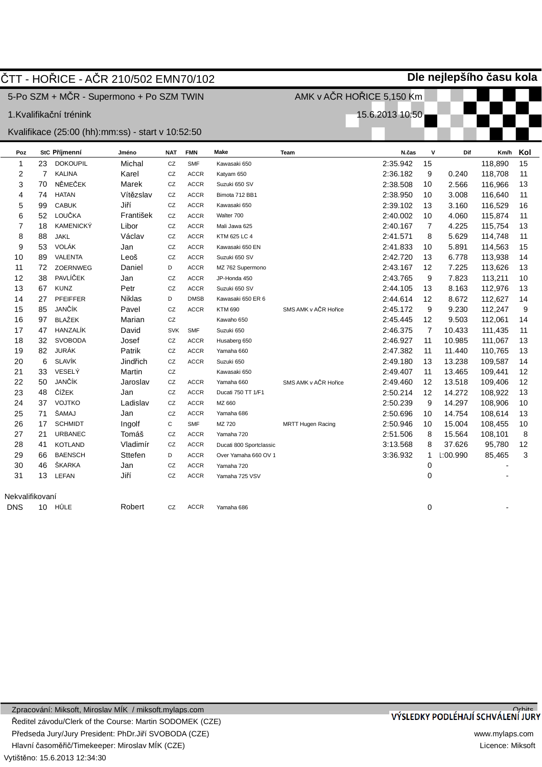# ČTT - HOŘICE - AČR 210/502 EMN70/102

**Dle nejlepšího času kola**

5-Po SZM + MČR - Supermono + Po SZM TWIN — AMK v AČR HOŘICE 5,150 Km

1.Kvalifikační trénink — 15.6.2013 10:50

Kvalifikace (25:00 (hh):mm:ss) - start v 10:52:50

| Poz | StC | Příjmenní | Jméno | NAT | FMN | Make | Team | N.čas | V | Dif | Km/h | Kol |
|---|---|---|---|---|---|---|---|---|---|---|---|---|
| 1 | 23 | DOKOUPIL | Michal | CZ | SMF | Kawasaki 650 | | 2:35.942 | 15 | | 118,890 | 15 |
| 2 | 7 | KALINA | Karel | CZ | ACCR | Katyam 650 | | 2:36.182 | 9 | 0.240 | 118,708 | 11 |
| 3 | 70 | NĚMEČEK | Marek | CZ | ACCR | Suzuki 650 SV | | 2:38.508 | 10 | 2.566 | 116,966 | 13 |
| 4 | 74 | HATAN | Vítězslav | CZ | ACCR | Bimota 712 BB1 | | 2:38.950 | 10 | 3.008 | 116,640 | 11 |
| 5 | 99 | CABUK | Jiří | CZ | ACCR | Kawasaki 650 | | 2:39.102 | 13 | 3.160 | 116,529 | 16 |
| 6 | 52 | LOUČKA | František | CZ | ACCR | Walter 700 | | 2:40.002 | 10 | 4.060 | 115,874 | 11 |
| 7 | 18 | KAMENICKÝ | Libor | CZ | ACCR | Mali Jawa 625 | | 2:40.167 | 7 | 4.225 | 115,754 | 13 |
| 8 | 88 | JAKL | Václav | CZ | ACCR | KTM 625 LC 4 | | 2:41.571 | 8 | 5.629 | 114,748 | 11 |
| 9 | 53 | VOLÁK | Jan | CZ | ACCR | Kawasaki 650 EN | | 2:41.833 | 10 | 5.891 | 114,563 | 15 |
| 10 | 89 | VALENTA | Leoš | CZ | ACCR | Suzuki 650 SV | | 2:42.720 | 13 | 6.778 | 113,938 | 14 |
| 11 | 72 | ZOERNWEG | Daniel | D | ACCR | MZ 762 Supermono | | 2:43.167 | 12 | 7.225 | 113,626 | 13 |
| 12 | 38 | PAVLÍČEK | Jan | CZ | ACCR | JP-Honda 450 | | 2:43.765 | 9 | 7.823 | 113,211 | 10 |
| 13 | 67 | KUNZ | Petr | CZ | ACCR | Suzuki 650 SV | | 2:44.105 | 13 | 8.163 | 112,976 | 13 |
| 14 | 27 | PFEIFFER | Niklas | D | DMSB | Kawasaki 650 ER 6 | | 2:44.614 | 12 | 8.672 | 112,627 | 14 |
| 15 | 85 | JANČÍK | Pavel | CZ | ACCR | KTM 690 | SMS AMK v AČR Hořice | 2:45.172 | 9 | 9.230 | 112,247 | 9 |
| 16 | 97 | BLAŽEK | Marian | CZ | | Kawaho 650 | | 2:45.445 | 12 | 9.503 | 112,061 | 14 |
| 17 | 47 | HANZALÍK | David | SVK | SMF | Suzuki 650 | | 2:46.375 | 7 | 10.433 | 111,435 | 11 |
| 18 | 32 | SVOBODA | Josef | CZ | ACCR | Husaberg 650 | | 2:46.927 | 11 | 10.985 | 111,067 | 13 |
| 19 | 82 | JURÁK | Patrik | CZ | ACCR | Yamaha 660 | | 2:47.382 | 11 | 11.440 | 110,765 | 13 |
| 20 | 6 | SLAVÍK | Jindřich | CZ | ACCR | Suzuki 650 | | 2:49.180 | 13 | 13.238 | 109,587 | 14 |
| 21 | 33 | VESELÝ | Martin | CZ | | Kawasaki 650 | | 2:49.407 | 11 | 13.465 | 109,441 | 12 |
| 22 | 50 | JANČÍK | Jaroslav | CZ | ACCR | Yamaha 660 | SMS AMK v AČR Hořice | 2:49.460 | 12 | 13.518 | 109,406 | 12 |
| 23 | 48 | ČÍŽEK | Jan | CZ | ACCR | Ducati 750 TT 1/F1 | | 2:50.214 | 12 | 14.272 | 108,922 | 13 |
| 24 | 37 | VOJTKO | Ladislav | CZ | ACCR | MZ 660 | | 2:50.239 | 9 | 14.297 | 108,906 | 10 |
| 25 | 71 | ŠAMAJ | Jan | CZ | ACCR | Yamaha 686 | | 2:50.696 | 10 | 14.754 | 108,614 | 13 |
| 26 | 17 | SCHMIDT | Ingolf | C | SMF | MZ 720 | MRTT Hugen Racing | 2:50.946 | 10 | 15.004 | 108,455 | 10 |
| 27 | 21 | URBANEC | Tomáš | CZ | ACCR | Yamaha 720 | | 2:51.506 | 8 | 15.564 | 108,101 | 8 |
| 28 | 41 | KOTLAND | Vladimír | CZ | ACCR | Ducati 800 Sportclassic | | 3:13.568 | 8 | 37.626 | 95,780 | 12 |
| 29 | 66 | BAENSCH | Sttefen | D | ACCR | Over Yamaha 660 OV 1 | | 3:36.932 | 1 | 1:00.990 | 85,465 | 3 |
| 30 | 46 | ŠKARKA | Jan | CZ | ACCR | Yamaha 720 | | | 0 | | - | |
| 31 | 13 | LEFAN | Jiří | CZ | ACCR | Yamaha 725 VSV | | | 0 | | - | |
| Nekvalifikovaní | | | | | | | | | | | | |
| DNS | 10 | HŮLE | Robert | CZ | ACCR | Yamaha 686 | | | 0 | | - | |

Zpracování: Miksoft, Miroslav MÍK / miksoft.mylaps.com — Orbits

VÝSLEDKY PODLÉHAJÍ SCHVÁLENÍ JURY

Ředitel závodu/Clerk of the Course: Martin SODOMEK (CZE)

Předseda Jury/Jury President: PhDr.Jiří SVOBODA (CZE) — www.mylaps.com

Hlavní časoměřič/Timekeeper: Miroslav MÍK (CZE) — Licence: Miksoft

Vytištěno: 15.6.2013 12:34:30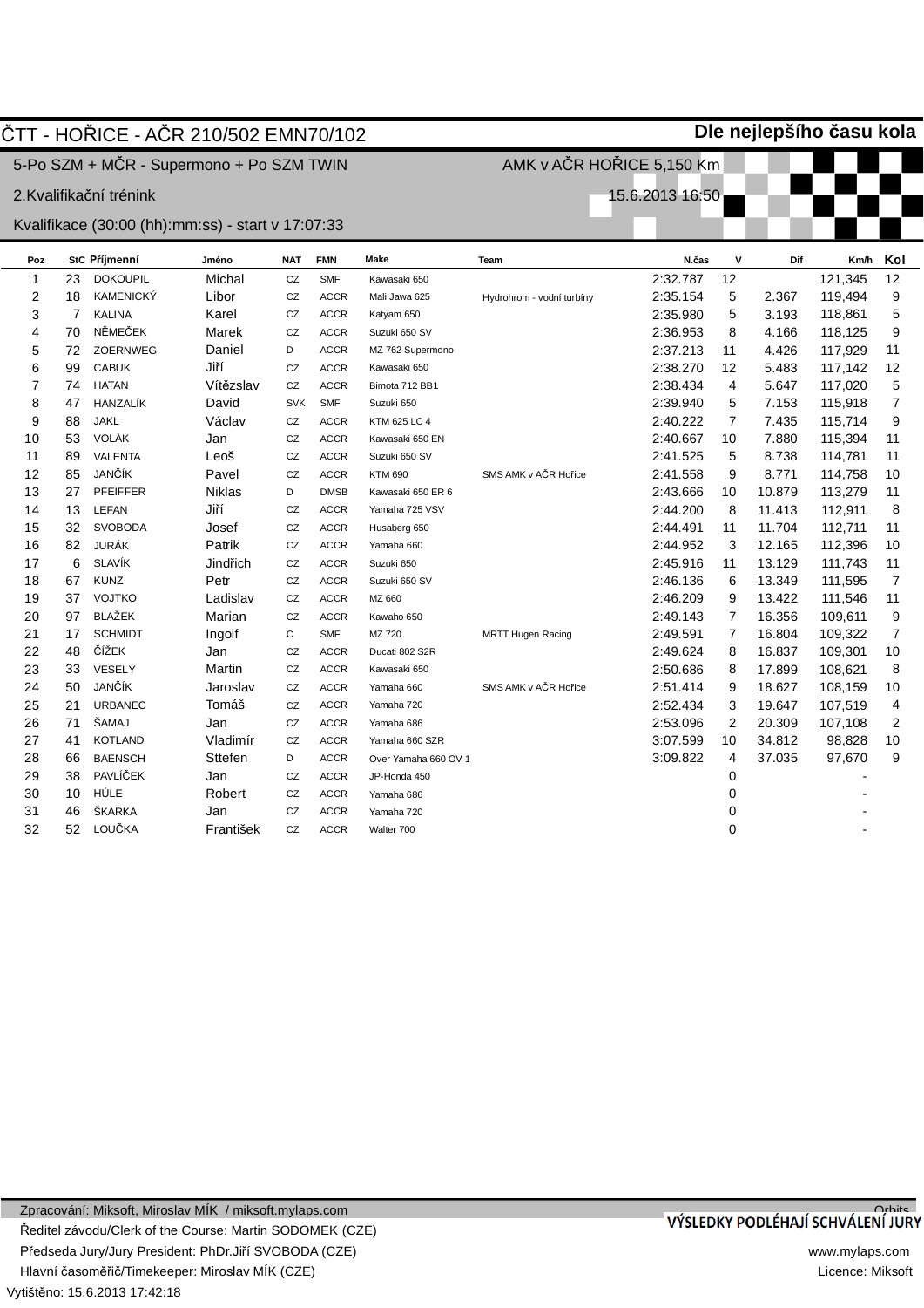# ČTT - HOŘICE - AČR 210/502 EMN70/102

**Dle nejlepšího času kola**

5-Po SZM + MČR - Supermono + Po SZM TWIN — AMK v AČR HOŘICE 5,150 Km

2.Kvalifikační trénink — 15.6.2013 16:50

Kvalifikace (30:00 (hh):mm:ss) - start v 17:07:33

| Poz | StC | Příjmenní | Jméno | NAT | FMN | Make | Team | N.čas | V | Dif | Km/h | Kol |
|---|---|---|---|---|---|---|---|---|---|---|---|---|
| 1 | 23 | DOKOUPIL | Michal | CZ | SMF | Kawasaki 650 | | 2:32.787 | 12 | | 121,345 | 12 |
| 2 | 18 | KAMENICKÝ | Libor | CZ | ACCR | Mali Jawa 625 | Hydrohrom - vodní turbíny | 2:35.154 | 5 | 2.367 | 119,494 | 9 |
| 3 | 7 | KALINA | Karel | CZ | ACCR | Katyam 650 | | 2:35.980 | 5 | 3.193 | 118,861 | 5 |
| 4 | 70 | NĚMEČEK | Marek | CZ | ACCR | Suzuki 650 SV | | 2:36.953 | 8 | 4.166 | 118,125 | 9 |
| 5 | 72 | ZOERNWEG | Daniel | D | ACCR | MZ 762 Supermono | | 2:37.213 | 11 | 4.426 | 117,929 | 11 |
| 6 | 99 | CABUK | Jiří | CZ | ACCR | Kawasaki 650 | | 2:38.270 | 12 | 5.483 | 117,142 | 12 |
| 7 | 74 | HATAN | Vítězslav | CZ | ACCR | Bimota 712 BB1 | | 2:38.434 | 4 | 5.647 | 117,020 | 5 |
| 8 | 47 | HANZALÍK | David | SVK | SMF | Suzuki 650 | | 2:39.940 | 5 | 7.153 | 115,918 | 7 |
| 9 | 88 | JAKL | Václav | CZ | ACCR | KTM 625 LC 4 | | 2:40.222 | 7 | 7.435 | 115,714 | 9 |
| 10 | 53 | VOLÁK | Jan | CZ | ACCR | Kawasaki 650 EN | | 2:40.667 | 10 | 7.880 | 115,394 | 11 |
| 11 | 89 | VALENTA | Leoš | CZ | ACCR | Suzuki 650 SV | | 2:41.525 | 5 | 8.738 | 114,781 | 11 |
| 12 | 85 | JANČÍK | Pavel | CZ | ACCR | KTM 690 | SMS AMK v AČR Hořice | 2:41.558 | 9 | 8.771 | 114,758 | 10 |
| 13 | 27 | PFEIFFER | Niklas | D | DMSB | Kawasaki 650 ER 6 | | 2:43.666 | 10 | 10.879 | 113,279 | 11 |
| 14 | 13 | LEFAN | Jiří | CZ | ACCR | Yamaha 725 VSV | | 2:44.200 | 8 | 11.413 | 112,911 | 8 |
| 15 | 32 | SVOBODA | Josef | CZ | ACCR | Husaberg 650 | | 2:44.491 | 11 | 11.704 | 112,711 | 11 |
| 16 | 82 | JURÁK | Patrik | CZ | ACCR | Yamaha 660 | | 2:44.952 | 3 | 12.165 | 112,396 | 10 |
| 17 | 6 | SLAVÍK | Jindřich | CZ | ACCR | Suzuki 650 | | 2:45.916 | 11 | 13.129 | 111,743 | 11 |
| 18 | 67 | KUNZ | Petr | CZ | ACCR | Suzuki 650 SV | | 2:46.136 | 6 | 13.349 | 111,595 | 7 |
| 19 | 37 | VOJTKO | Ladislav | CZ | ACCR | MZ 660 | | 2:46.209 | 9 | 13.422 | 111,546 | 11 |
| 20 | 97 | BLAŽEK | Marian | CZ | ACCR | Kawaho 650 | | 2:49.143 | 7 | 16.356 | 109,611 | 9 |
| 21 | 17 | SCHMIDT | Ingolf | C | SMF | MZ 720 | MRTT Hugen Racing | 2:49.591 | 7 | 16.804 | 109,322 | 7 |
| 22 | 48 | ČÍŽEK | Jan | CZ | ACCR | Ducati 802 S2R | | 2:49.624 | 8 | 16.837 | 109,301 | 10 |
| 23 | 33 | VESELÝ | Martin | CZ | ACCR | Kawasaki 650 | | 2:50.686 | 8 | 17.899 | 108,621 | 8 |
| 24 | 50 | JANČÍK | Jaroslav | CZ | ACCR | Yamaha 660 | SMS AMK v AČR Hořice | 2:51.414 | 9 | 18.627 | 108,159 | 10 |
| 25 | 21 | URBANEC | Tomáš | CZ | ACCR | Yamaha 720 | | 2:52.434 | 3 | 19.647 | 107,519 | 4 |
| 26 | 71 | ŠAMAJ | Jan | CZ | ACCR | Yamaha 686 | | 2:53.096 | 2 | 20.309 | 107,108 | 2 |
| 27 | 41 | KOTLAND | Vladimír | CZ | ACCR | Yamaha 660 SZR | | 3:07.599 | 10 | 34.812 | 98,828 | 10 |
| 28 | 66 | BAENSCH | Sttefen | D | ACCR | Over Yamaha 660 OV 1 | | 3:09.822 | 4 | 37.035 | 97,670 | 9 |
| 29 | 38 | PAVLÍČEK | Jan | CZ | ACCR | JP-Honda 450 | | | 0 | | - | |
| 30 | 10 | HŮLE | Robert | CZ | ACCR | Yamaha 686 | | | 0 | | - | |
| 31 | 46 | ŠKARKA | Jan | CZ | ACCR | Yamaha 720 | | | 0 | | - | |
| 32 | 52 | LOUČKA | František | CZ | ACCR | Walter 700 | | | 0 | | - | |

Zpracování: Miksoft, Miroslav MÍK / miksoft.mylaps.com

Ředitel závodu/Clerk of the Course: Martin SODOMEK (CZE)

Předseda Jury/Jury President: PhDr.Jiří SVOBODA (CZE)

Hlavní časoměřič/Timekeeper: Miroslav MÍK (CZE)

Vytištěno: 15.6.2013 17:42:18

Orbits

**VÝSLEDKY PODLÉHAJÍ SCHVÁLENÍ JURY**

www.mylaps.com

Licence: Miksoft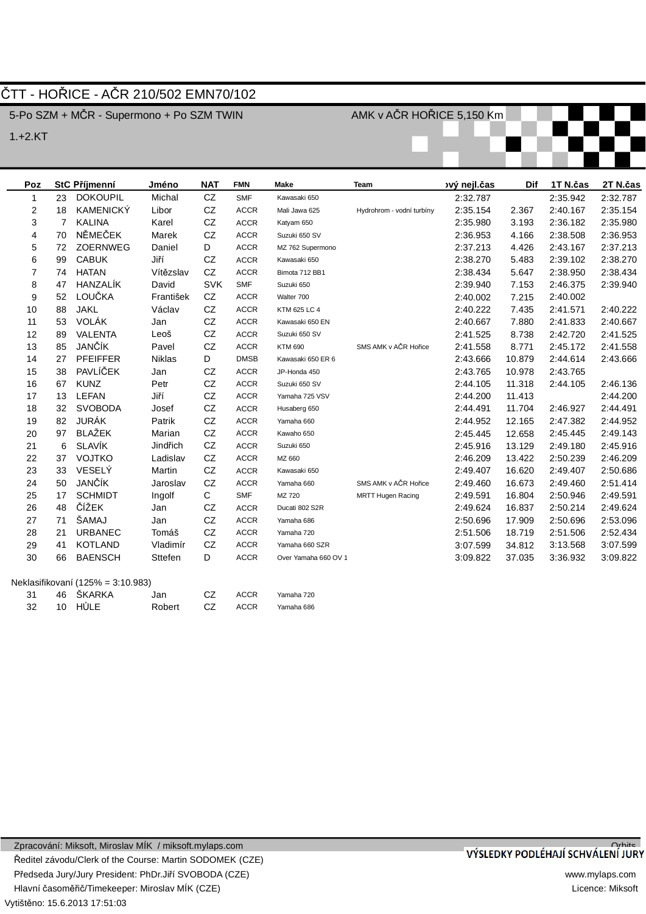# ČTT - HOŘICE - AČR 210/502 EMN70/102

5-Po SZM + MČR - Supermono + Po SZM TWIN

AMK v AČR HOŘICE 5,150 Km

1.+2.KT

| Poz | StC | Příjmenní | Jméno | NAT | FMN | Make | Team | ový nejl.čas | Dif | 1T N.čas | 2T N.čas |
|---|---|---|---|---|---|---|---|---|---|---|---|
| 1 | 23 | DOKOUPIL | Michal | CZ | SMF | Kawasaki 650 | | 2:32.787 | | 2:35.942 | 2:32.787 |
| 2 | 18 | KAMENICKÝ | Libor | CZ | ACCR | Mali Jawa 625 | Hydrohrom - vodní turbíny | 2:35.154 | 2.367 | 2:40.167 | 2:35.154 |
| 3 | 7 | KALINA | Karel | CZ | ACCR | Katyam 650 | | 2:35.980 | 3.193 | 2:36.182 | 2:35.980 |
| 4 | 70 | NĚMEČEK | Marek | CZ | ACCR | Suzuki 650 SV | | 2:36.953 | 4.166 | 2:38.508 | 2:36.953 |
| 5 | 72 | ZOERNWEG | Daniel | D | ACCR | MZ 762 Supermono | | 2:37.213 | 4.426 | 2:43.167 | 2:37.213 |
| 6 | 99 | CABUK | Jiří | CZ | ACCR | Kawasaki 650 | | 2:38.270 | 5.483 | 2:39.102 | 2:38.270 |
| 7 | 74 | HATAN | Vítězslav | CZ | ACCR | Bimota 712 BB1 | | 2:38.434 | 5.647 | 2:38.950 | 2:38.434 |
| 8 | 47 | HANZALÍK | David | SVK | SMF | Suzuki 650 | | 2:39.940 | 7.153 | 2:46.375 | 2:39.940 |
| 9 | 52 | LOUČKA | František | CZ | ACCR | Walter 700 | | 2:40.002 | 7.215 | 2:40.002 | |
| 10 | 88 | JAKL | Václav | CZ | ACCR | KTM 625 LC 4 | | 2:40.222 | 7.435 | 2:41.571 | 2:40.222 |
| 11 | 53 | VOLÁK | Jan | CZ | ACCR | Kawasaki 650 EN | | 2:40.667 | 7.880 | 2:41.833 | 2:40.667 |
| 12 | 89 | VALENTA | Leoš | CZ | ACCR | Suzuki 650 SV | | 2:41.525 | 8.738 | 2:42.720 | 2:41.525 |
| 13 | 85 | JANČÍK | Pavel | CZ | ACCR | KTM 690 | SMS AMK v AČR Hořice | 2:41.558 | 8.771 | 2:45.172 | 2:41.558 |
| 14 | 27 | PFEIFFER | Niklas | D | DMSB | Kawasaki 650 ER 6 | | 2:43.666 | 10.879 | 2:44.614 | 2:43.666 |
| 15 | 38 | PAVLÍČEK | Jan | CZ | ACCR | JP-Honda 450 | | 2:43.765 | 10.978 | 2:43.765 | |
| 16 | 67 | KUNZ | Petr | CZ | ACCR | Suzuki 650 SV | | 2:44.105 | 11.318 | 2:44.105 | 2:46.136 |
| 17 | 13 | LEFAN | Jiří | CZ | ACCR | Yamaha 725 VSV | | 2:44.200 | 11.413 | | 2:44.200 |
| 18 | 32 | SVOBODA | Josef | CZ | ACCR | Husaberg 650 | | 2:44.491 | 11.704 | 2:46.927 | 2:44.491 |
| 19 | 82 | JURÁK | Patrik | CZ | ACCR | Yamaha 660 | | 2:44.952 | 12.165 | 2:47.382 | 2:44.952 |
| 20 | 97 | BLAŽEK | Marian | CZ | ACCR | Kawaho 650 | | 2:45.445 | 12.658 | 2:45.445 | 2:49.143 |
| 21 | 6 | SLAVÍK | Jindřich | CZ | ACCR | Suzuki 650 | | 2:45.916 | 13.129 | 2:49.180 | 2:45.916 |
| 22 | 37 | VOJTKO | Ladislav | CZ | ACCR | MZ 660 | | 2:46.209 | 13.422 | 2:50.239 | 2:46.209 |
| 23 | 33 | VESELÝ | Martin | CZ | ACCR | Kawasaki 650 | | 2:49.407 | 16.620 | 2:49.407 | 2:50.686 |
| 24 | 50 | JANČÍK | Jaroslav | CZ | ACCR | Yamaha 660 | SMS AMK v AČR Hořice | 2:49.460 | 16.673 | 2:49.460 | 2:51.414 |
| 25 | 17 | SCHMIDT | Ingolf | C | SMF | MZ 720 | MRTT Hugen Racing | 2:49.591 | 16.804 | 2:50.946 | 2:49.591 |
| 26 | 48 | ČÍŽEK | Jan | CZ | ACCR | Ducati 802 S2R | | 2:49.624 | 16.837 | 2:50.214 | 2:49.624 |
| 27 | 71 | ŠAMAJ | Jan | CZ | ACCR | Yamaha 686 | | 2:50.696 | 17.909 | 2:50.696 | 2:53.096 |
| 28 | 21 | URBANEC | Tomáš | CZ | ACCR | Yamaha 720 | | 2:51.506 | 18.719 | 2:51.506 | 2:52.434 |
| 29 | 41 | KOTLAND | Vladimír | CZ | ACCR | Yamaha 660 SZR | | 3:07.599 | 34.812 | 3:13.568 | 3:07.599 |
| 30 | 66 | BAENSCH | Sttefen | D | ACCR | Over Yamaha 660 OV 1 | | 3:09.822 | 37.035 | 3:36.932 | 3:09.822 |
| Neklasifikovaní (125% = 3:10.983) | | | | | | | | | | | |
| 31 | 46 | ŠKARKA | Jan | CZ | ACCR | Yamaha 720 | | | | | |
| 32 | 10 | HŮLE | Robert | CZ | ACCR | Yamaha 686 | | | | | |

Zpracování: Miksoft, Miroslav MÍK / miksoft.mylaps.com

Orbits

VÝSLEDKY PODLÉHAJÍ SCHVÁLENÍ JURY

Ředitel závodu/Clerk of the Course: Martin SODOMEK (CZE)

Předseda Jury/Jury President: PhDr.Jiří SVOBODA (CZE)

www.mylaps.com

Hlavní časoměřič/Timekeeper: Miroslav MÍK (CZE)

Licence: Miksoft

Vytištěno: 15.6.2013 17:51:03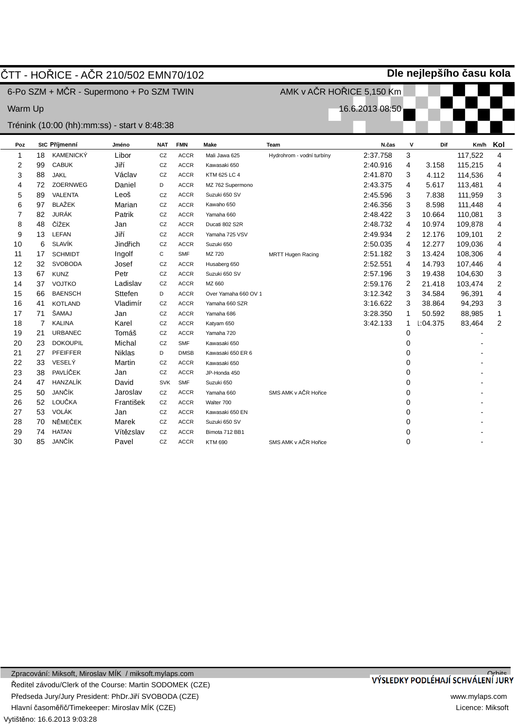# ČTT - HOŘICE - AČR 210/502 EMN70/102

**Dle nejlepšího času kola**

6-Po SZM + MČR - Supermono + Po SZM TWIN — AMK v AČR HOŘICE 5,150 Km

Warm Up — 16.6.2013 08:50

Trénink (10:00 (hh):mm:ss) - start v 8:48:38

| Poz | StC | Příjmenní | Jméno | NAT | FMN | Make | Team | N.čas | V | Dif | Km/h | Kol |
|---|---|---|---|---|---|---|---|---|---|---|---|---|
| 1 | 18 | KAMENICKÝ | Libor | CZ | ACCR | Mali Jawa 625 | Hydrohrom - vodní turbíny | 2:37.758 | 3 | | 117,522 | 4 |
| 2 | 99 | CABUK | Jiří | CZ | ACCR | Kawasaki 650 | | 2:40.916 | 4 | 3.158 | 115,215 | 4 |
| 3 | 88 | JAKL | Václav | CZ | ACCR | KTM 625 LC 4 | | 2:41.870 | 3 | 4.112 | 114,536 | 4 |
| 4 | 72 | ZOERNWEG | Daniel | D | ACCR | MZ 762 Supermono | | 2:43.375 | 4 | 5.617 | 113,481 | 4 |
| 5 | 89 | VALENTA | Leoš | CZ | ACCR | Suzuki 650 SV | | 2:45.596 | 3 | 7.838 | 111,959 | 3 |
| 6 | 97 | BLAŽEK | Marian | CZ | ACCR | Kawaho 650 | | 2:46.356 | 3 | 8.598 | 111,448 | 4 |
| 7 | 82 | JURÁK | Patrik | CZ | ACCR | Yamaha 660 | | 2:48.422 | 3 | 10.664 | 110,081 | 3 |
| 8 | 48 | ČÍŽEK | Jan | CZ | ACCR | Ducati 802 S2R | | 2:48.732 | 4 | 10.974 | 109,878 | 4 |
| 9 | 13 | LEFAN | Jiří | CZ | ACCR | Yamaha 725 VSV | | 2:49.934 | 2 | 12.176 | 109,101 | 2 |
| 10 | 6 | SLAVÍK | Jindřich | CZ | ACCR | Suzuki 650 | | 2:50.035 | 4 | 12.277 | 109,036 | 4 |
| 11 | 17 | SCHMIDT | Ingolf | C | SMF | MZ 720 | MRTT Hugen Racing | 2:51.182 | 3 | 13.424 | 108,306 | 4 |
| 12 | 32 | SVOBODA | Josef | CZ | ACCR | Husaberg 650 | | 2:52.551 | 4 | 14.793 | 107,446 | 4 |
| 13 | 67 | KUNZ | Petr | CZ | ACCR | Suzuki 650 SV | | 2:57.196 | 3 | 19.438 | 104,630 | 3 |
| 14 | 37 | VOJTKO | Ladislav | CZ | ACCR | MZ 660 | | 2:59.176 | 2 | 21.418 | 103,474 | 2 |
| 15 | 66 | BAENSCH | Sttefen | D | ACCR | Over Yamaha 660 OV 1 | | 3:12.342 | 3 | 34.584 | 96,391 | 4 |
| 16 | 41 | KOTLAND | Vladimír | CZ | ACCR | Yamaha 660 SZR | | 3:16.622 | 3 | 38.864 | 94,293 | 3 |
| 17 | 71 | ŠAMAJ | Jan | CZ | ACCR | Yamaha 686 | | 3:28.350 | 1 | 50.592 | 88,985 | 1 |
| 18 | 7 | KALINA | Karel | CZ | ACCR | Katyam 650 | | 3:42.133 | 1 | 1:04.375 | 83,464 | 2 |
| 19 | 21 | URBANEC | Tomáš | CZ | ACCR | Yamaha 720 | | | 0 | | - | |
| 20 | 23 | DOKOUPIL | Michal | CZ | SMF | Kawasaki 650 | | | 0 | | - | |
| 21 | 27 | PFEIFFER | Niklas | D | DMSB | Kawasaki 650 ER 6 | | | 0 | | - | |
| 22 | 33 | VESELÝ | Martin | CZ | ACCR | Kawasaki 650 | | | 0 | | - | |
| 23 | 38 | PAVLÍČEK | Jan | CZ | ACCR | JP-Honda 450 | | | 0 | | - | |
| 24 | 47 | HANZALÍK | David | SVK | SMF | Suzuki 650 | | | 0 | | - | |
| 25 | 50 | JANČÍK | Jaroslav | CZ | ACCR | Yamaha 660 | SMS AMK v AČR Hořice | | 0 | | - | |
| 26 | 52 | LOUČKA | František | CZ | ACCR | Walter 700 | | | 0 | | - | |
| 27 | 53 | VOLÁK | Jan | CZ | ACCR | Kawasaki 650 EN | | | 0 | | - | |
| 28 | 70 | NĚMEČEK | Marek | CZ | ACCR | Suzuki 650 SV | | | 0 | | - | |
| 29 | 74 | HATAN | Vítězslav | CZ | ACCR | Bimota 712 BB1 | | | 0 | | - | |
| 30 | 85 | JANČÍK | Pavel | CZ | ACCR | KTM 690 | SMS AMK v AČR Hořice | | 0 | | - | |

Zpracování: Miksoft, Miroslav MÍK / miksoft.mylaps.com

Ředitel závodu/Clerk of the Course: Martin SODOMEK (CZE)

Předseda Jury/Jury President: PhDr.Jiří SVOBODA (CZE)

Hlavní časoměřič/Timekeeper: Miroslav MÍK (CZE)

Vytištěno: 16.6.2013 9:03:28

Orbits

**VÝSLEDKY PODLÉHAJÍ SCHVÁLENÍ JURY**

www.mylaps.com

Licence: Miksoft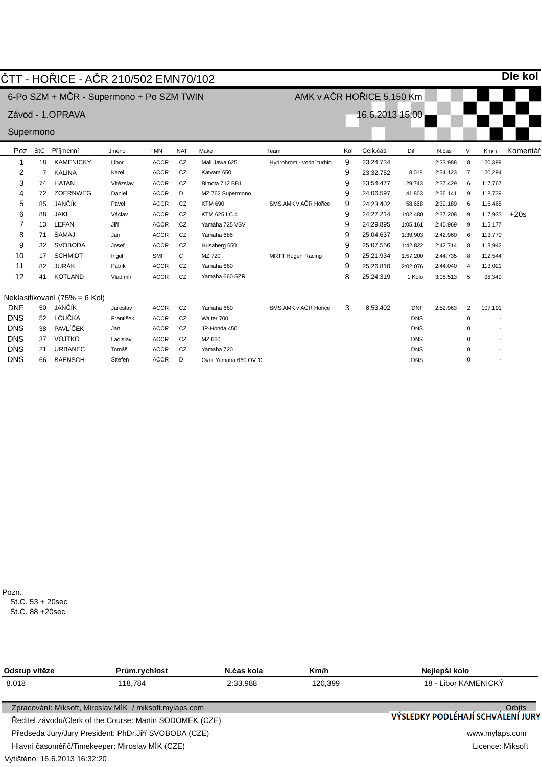# ČTT - HOŘICE - AČR 210/502 EMN70/102

**Dle kol**

6-Po SZM + MČR - Supermono + Po SZM TWIN — AMK v AČR HOŘICE 5,150 Km

Závod - 1.OPRAVA — 16.6.2013 15:00

Supermono

| Poz | StC | Příjmenní | Jméno | FMN | NAT | Make | Team | Kol | Celk.čas | Dif | N.čas | V | Km/h | Komentář |
|---|---|---|---|---|---|---|---|---|---|---|---|---|---|---|
| 1 | 18 | KAMENICKÝ | Libor | ACCR | CZ | Mali Jawa 625 | Hydrohrom - vodní turbín | 9 | 23:24.734 | | 2:33.988 | 8 | 120,399 | |
| 2 | 7 | KALINA | Karel | ACCR | CZ | Katyam 650 | | 9 | 23:32.752 | 8.018 | 2:34.123 | 7 | 120,294 | |
| 3 | 74 | HATAN | Vítězslav | ACCR | CZ | Bimota 712 BB1 | | 9 | 23:54.477 | 29.743 | 2:37.429 | 6 | 117,767 | |
| 4 | 72 | ZOERNWEG | Daniel | ACCR | D | MZ 762 Supermono | | 9 | 24:06.597 | 41.863 | 2:36.141 | 9 | 118,739 | |
| 5 | 85 | JANČÍK | Pavel | ACCR | CZ | KTM 690 | SMS AMK v AČR Hořice | 9 | 24:23.402 | 58.668 | 2:39.189 | 6 | 116,465 | |
| 6 | 88 | JAKL | Václav | ACCR | CZ | KTM 625 LC 4 | | 9 | 24:27.214 | 1:02.480 | 2:37.208 | 9 | 117,933 | +20s |
| 7 | 13 | LEFAN | Jiří | ACCR | CZ | Yamaha 725 VSV | | 9 | 24:29.895 | 1:05.161 | 2:40.969 | 9 | 115,177 | |
| 8 | 71 | ŠAMAJ | Jan | ACCR | CZ | Yamaha 686 | | 9 | 25:04.637 | 1:39.903 | 2:42.960 | 6 | 113,770 | |
| 9 | 32 | SVOBODA | Josef | ACCR | CZ | Husaberg 650 | | 9 | 25:07.556 | 1:42.822 | 2:42.714 | 8 | 113,942 | |
| 10 | 17 | SCHMIDT | Ingolf | SMF | C | MZ 720 | MRTT Hugen Racing | 9 | 25:21.934 | 1:57.200 | 2:44.735 | 8 | 112,544 | |
| 11 | 82 | JURÁK | Patrik | ACCR | CZ | Yamaha 660 | | 9 | 25:26.810 | 2:02.076 | 2:44.040 | 4 | 113,021 | |
| 12 | 41 | KOTLAND | Vladimír | ACCR | CZ | Yamaha 660 SZR | | 8 | 25:24.319 | 1 Kolo | 3:08.513 | 5 | 98,349 | |
| Neklasifikovaní (75% = 6 Kol) | | | | | | | | | | | | | | |
| DNF | 50 | JANČÍK | Jaroslav | ACCR | CZ | Yamaha 660 | SMS AMK v AČR Hořice | 3 | 8:53.402 | DNF | 2:52.963 | 2 | 107,191 | |
| DNS | 52 | LOUČKA | František | ACCR | CZ | Walter 700 | | | | DNS | | 0 | - | |
| DNS | 38 | PAVLÍČEK | Jan | ACCR | CZ | JP-Honda 450 | | | | DNS | | 0 | - | |
| DNS | 37 | VOJTKO | Ladislav | ACCR | CZ | MZ 660 | | | | DNS | | 0 | - | |
| DNS | 21 | URBANEC | Tomáš | ACCR | CZ | Yamaha 720 | | | | DNS | | 0 | - | |
| DNS | 66 | BAENSCH | Sttefen | ACCR | D | Over Yamaha 660 OV 1: | | | | DNS | | 0 | - | |

Pozn.
St.C. 53 + 20sec
St.C. 88 +20sec

| Odstup vítěze | Prům.rychlost | N.čas kola | Km/h | Nejlepší kolo |
|---|---|---|---|---|
| 8.018 | 118,784 | 2:33.988 | 120,399 | 18 - Libor KAMENICKÝ |

Zpracování: Miksoft, Miroslav MÍK / miksoft.mylaps.com — Orbits

**VÝSLEDKY PODLÉHAJÍ SCHVÁLENÍ JURY**

Ředitel závodu/Clerk of the Course: Martin SODOMEK (CZE)

Předseda Jury/Jury President: PhDr.Jiří SVOBODA (CZE) — www.mylaps.com

Hlavní časoměřič/Timekeeper: Miroslav MÍK (CZE) — Licence: Miksoft

Vytištěno: 16.6.2013 16:32:20